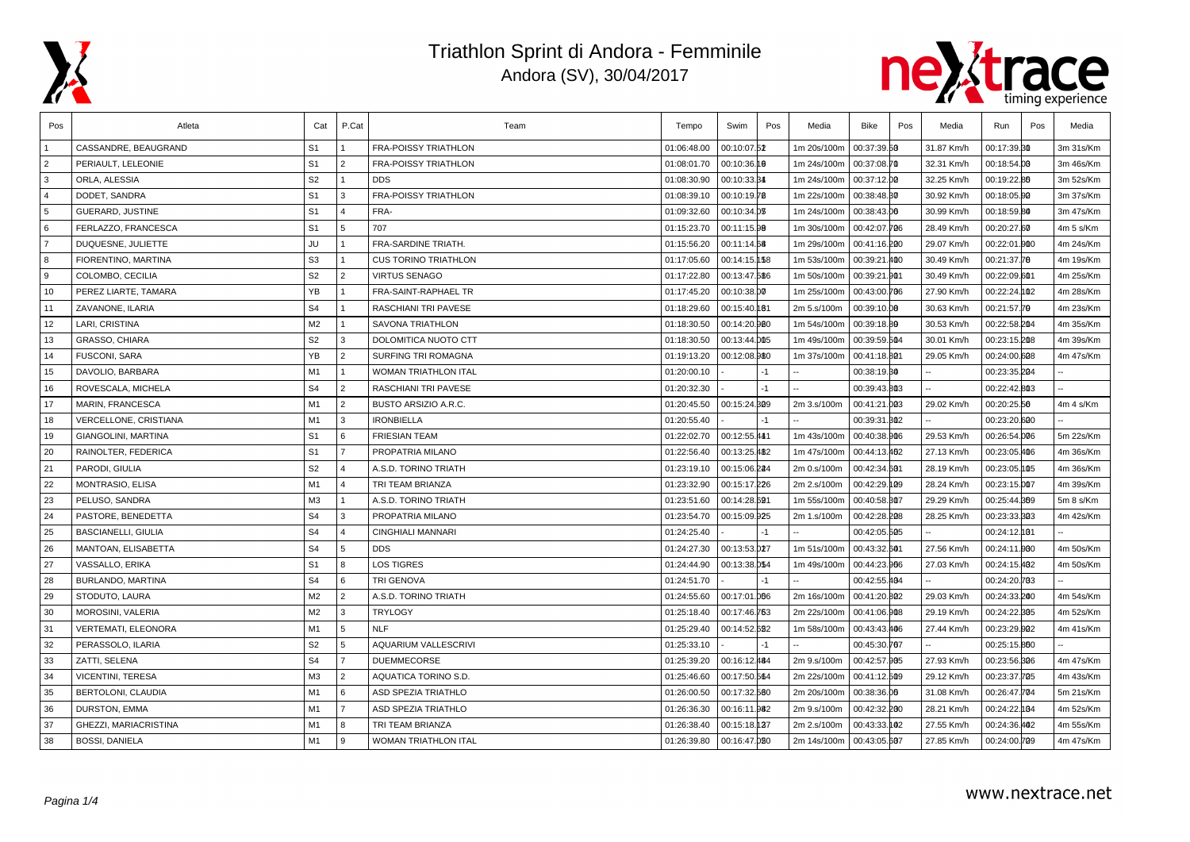# Triathlon Sprint di Andora - Femminile

Andora (SV), 30/04/2017

| Pos | Atleta | Cat | P.Cat | Team | Tempo | Swim | Pos | Media | Bike | Pos | Media | Run | Pos | Media |
|---|---|---|---|---|---|---|---|---|---|---|---|---|---|---|
| 1 | CASSANDRE, BEAUGRAND | S1 | 1 | FRA-POISSY TRIATHLON | 01:06:48.00 | 00:10:07.52 | | 1m 20s/100m | 00:37:39.50 | | 31.87 Km/h | 00:17:39.30 | | 3m 31s/Km |
| 2 | PERIAULT, LELEONIE | S1 | 2 | FRA-POISSY TRIATHLON | 01:08:01.70 | 00:10:36.10 | | 1m 24s/100m | 00:37:08.70 | | 32.31 Km/h | 00:18:54.03 | | 3m 46s/Km |
| 3 | ORLA, ALESSIA | S2 | 1 | DDS | 01:08:30.90 | 00:10:33.34 | | 1m 24s/100m | 00:37:12.02 | | 32.25 Km/h | 00:19:22.85 | | 3m 52s/Km |
| 4 | DODET, SANDRA | S1 | 3 | FRA-POISSY TRIATHLON | 01:08:39.10 | 00:10:19.78 | | 1m 22s/100m | 00:38:48.30 | | 30.92 Km/h | 00:18:05.92 | | 3m 37s/Km |
| 5 | GUERARD, JUSTINE | S1 | 4 | FRA- | 01:09:32.60 | 00:10:34.05 | | 1m 24s/100m | 00:38:43.06 | | 30.99 Km/h | 00:18:59.80 | | 3m 47s/Km |
| 6 | FERLAZZO, FRANCESCA | S1 | 5 | 707 | 01:15:23.70 | 00:11:15.99 | | 1m 30s/100m | 00:42:07.706 | | 28.49 Km/h | 00:20:27.67 | | 4m 5 s/Km |
| 7 | DUQUESNE, JULIETTE | JU | 1 | FRA-SARDINE TRIATH. | 01:15:56.20 | 00:11:14.68 | | 1m 29s/100m | 00:41:16.200 | | 29.07 Km/h | 00:22:01.900 | | 4m 24s/Km |
| 8 | FIORENTINO, MARTINA | S3 | 1 | CUS TORINO TRIATHLON | 01:17:05.60 | 00:14:15.158 | | 1m 53s/100m | 00:39:21.400 | | 30.49 Km/h | 00:21:37.78 | | 4m 19s/Km |
| 9 | COLOMBO, CECILIA | S2 | 2 | VIRTUS SENAGO | 01:17:22.80 | 00:13:47.586 | | 1m 50s/100m | 00:39:21.901 | | 30.49 Km/h | 00:22:09.601 | | 4m 25s/Km |
| 10 | PEREZ LIARTE, TAMARA | YB | 1 | FRA-SAINT-RAPHAEL TR | 01:17:45.20 | 00:10:38.00 | | 1m 25s/100m | 00:43:00.706 | | 27.90 Km/h | 00:22:24.102 | | 4m 28s/Km |
| 11 | ZAVANONE, ILARIA | S4 | 1 | RASCHIANI TRI PAVESE | 01:18:29.60 | 00:15:40.161 | | 2m 5.s/100m | 00:39:10.09 | | 30.63 Km/h | 00:21:57.70 | | 4m 23s/Km |
| 12 | LARI, CRISTINA | M2 | 1 | SAVONA TRIATHLON | 01:18:30.50 | 00:14:20.960 | | 1m 54s/100m | 00:39:18.89 | | 30.53 Km/h | 00:22:58.204 | | 4m 35s/Km |
| 13 | GRASSO, CHIARA | S2 | 3 | DOLOMITICA NUOTO CTT | 01:18:30.50 | 00:13:44.005 | | 1m 49s/100m | 00:39:59.504 | | 30.01 Km/h | 00:23:15.208 | | 4m 39s/Km |
| 14 | FUSCONI, SARA | YB | 2 | SURFING TRI ROMAGNA | 01:19:13.20 | 00:12:08.980 | | 1m 37s/100m | 00:41:18.801 | | 29.05 Km/h | 00:24:00.608 | | 4m 47s/Km |
| 15 | DAVOLIO, BARBARA | M1 | 1 | WOMAN TRIATHLON ITAL | 01:20:00.10 | - | -1 | -- | 00:38:19.30 | | -- | 00:23:35.204 | | -- |
| 16 | ROVESCALA, MICHELA | S4 | 2 | RASCHIANI TRI PAVESE | 01:20:32.30 | - | -1 | -- | 00:39:43.803 | | -- | 00:22:42.803 | | -- |
| 17 | MARIN, FRANCESCA | M1 | 2 | BUSTO ARSIZIO A.R.C. | 01:20:45.50 | 00:15:24.309 | | 2m 3.s/100m | 00:41:21.003 | | 29.02 Km/h | 00:20:25.56 | | 4m 4 s/Km |
| 18 | VERCELLONE, CRISTIANA | M1 | 3 | IRONBIELLA | 01:20:55.40 | - | -1 | -- | 00:39:31.302 | | -- | 00:23:20.600 | | -- |
| 19 | GIANGOLINI, MARTINA | S1 | 6 | FRIESIAN TEAM | 01:22:02.70 | 00:12:55.411 | | 1m 43s/100m | 00:40:38.906 | | 29.53 Km/h | 00:26:54.006 | | 5m 22s/Km |
| 20 | RAINOLTER, FEDERICA | S1 | 7 | PROPATRIA MILANO | 01:22:56.40 | 00:13:25.482 | | 1m 47s/100m | 00:44:13.462 | | 27.13 Km/h | 00:23:05.406 | | 4m 36s/Km |
| 21 | PARODI, GIULIA | S2 | 4 | A.S.D. TORINO TRIATH | 01:23:19.10 | 00:15:06.224 | | 2m 0.s/100m | 00:42:34.501 | | 28.19 Km/h | 00:23:05.105 | | 4m 36s/Km |
| 22 | MONTRASIO, ELISA | M1 | 4 | TRI TEAM BRIANZA | 01:23:32.90 | 00:15:17.226 | | 2m 2.s/100m | 00:42:29.109 | | 28.24 Km/h | 00:23:15.007 | | 4m 39s/Km |
| 23 | PELUSO, SANDRA | M3 | 1 | A.S.D. TORINO TRIATH | 01:23:51.60 | 00:14:28.591 | | 1m 55s/100m | 00:40:58.307 | | 29.29 Km/h | 00:25:44.369 | | 5m 8 s/Km |
| 24 | PASTORE, BENEDETTA | S4 | 3 | PROPATRIA MILANO | 01:23:54.70 | 00:15:09.925 | | 2m 1.s/100m | 00:42:28.208 | | 28.25 Km/h | 00:23:33.303 | | 4m 42s/Km |
| 25 | BASCIANELLI, GIULIA | S4 | 4 | CINGHIALI MANNARI | 01:24:25.40 | - | -1 | -- | 00:42:05.505 | | -- | 00:24:12.101 | | -- |
| 26 | MANTOAN, ELISABETTA | S4 | 5 | DDS | 01:24:27.30 | 00:13:53.027 | | 1m 51s/100m | 00:43:32.501 | | 27.56 Km/h | 00:24:11.900 | | 4m 50s/Km |
| 27 | VASSALLO, ERIKA | S1 | 8 | LOS TIGRES | 01:24:44.90 | 00:13:38.054 | | 1m 49s/100m | 00:44:23.906 | | 27.03 Km/h | 00:24:15.402 | | 4m 50s/Km |
| 28 | BURLANDO, MARTINA | S4 | 6 | TRI GENOVA | 01:24:51.70 | - | -1 | -- | 00:42:55.404 | | -- | 00:24:20.703 | | -- |
| 29 | STODUTO, LAURA | M2 | 2 | A.S.D. TORINO TRIATH | 01:24:55.60 | 00:17:01.006 | | 2m 16s/100m | 00:41:20.802 | | 29.03 Km/h | 00:24:33.200 | | 4m 54s/Km |
| 30 | MOROSINI, VALERIA | M2 | 3 | TRYLOGY | 01:25:18.40 | 00:17:46.763 | | 2m 22s/100m | 00:41:06.908 | | 29.19 Km/h | 00:24:22.305 | | 4m 52s/Km |
| 31 | VERTEMATI, ELEONORA | M1 | 5 | NLF | 01:25:29.40 | 00:14:52.652 | | 1m 58s/100m | 00:43:43.406 | | 27.44 Km/h | 00:23:29.902 | | 4m 41s/Km |
| 32 | PERASSOLO, ILARIA | S2 | 5 | AQUARIUM VALLESCRIVI | 01:25:33.10 | - | -1 | -- | 00:45:30.767 | | -- | 00:25:15.860 | | -- |
| 33 | ZATTI, SELENA | S4 | 7 | DUEMMECORSE | 01:25:39.20 | 00:16:12.484 | | 2m 9.s/100m | 00:42:57.905 | | 27.93 Km/h | 00:23:56.306 | | 4m 47s/Km |
| 34 | VICENTINI, TERESA | M3 | 2 | AQUATICA TORINO S.D. | 01:25:46.60 | 00:17:50.564 | | 2m 22s/100m | 00:41:12.509 | | 29.12 Km/h | 00:23:37.725 | | 4m 43s/Km |
| 35 | BERTOLONI, CLAUDIA | M1 | 6 | ASD SPEZIA TRIATHLO | 01:26:00.50 | 00:17:32.560 | | 2m 20s/100m | 00:38:36.06 | | 31.08 Km/h | 00:26:47.704 | | 5m 21s/Km |
| 36 | DURSTON, EMMA | M1 | 7 | ASD SPEZIA TRIATHLO | 01:26:36.30 | 00:16:11.962 | | 2m 9.s/100m | 00:42:32.290 | | 28.21 Km/h | 00:24:22.104 | | 4m 52s/Km |
| 37 | GHEZZI, MARIACRISTINA | M1 | 8 | TRI TEAM BRIANZA | 01:26:38.40 | 00:15:18.127 | | 2m 2.s/100m | 00:43:33.102 | | 27.55 Km/h | 00:24:36.402 | | 4m 55s/Km |
| 38 | BOSSI, DANIELA | M1 | 9 | WOMAN TRIATHLON ITAL | 01:26:39.80 | 00:16:47.080 | | 2m 14s/100m | 00:43:05.507 | | 27.85 Km/h | 00:24:00.709 | | 4m 47s/Km |

www.nextrace.net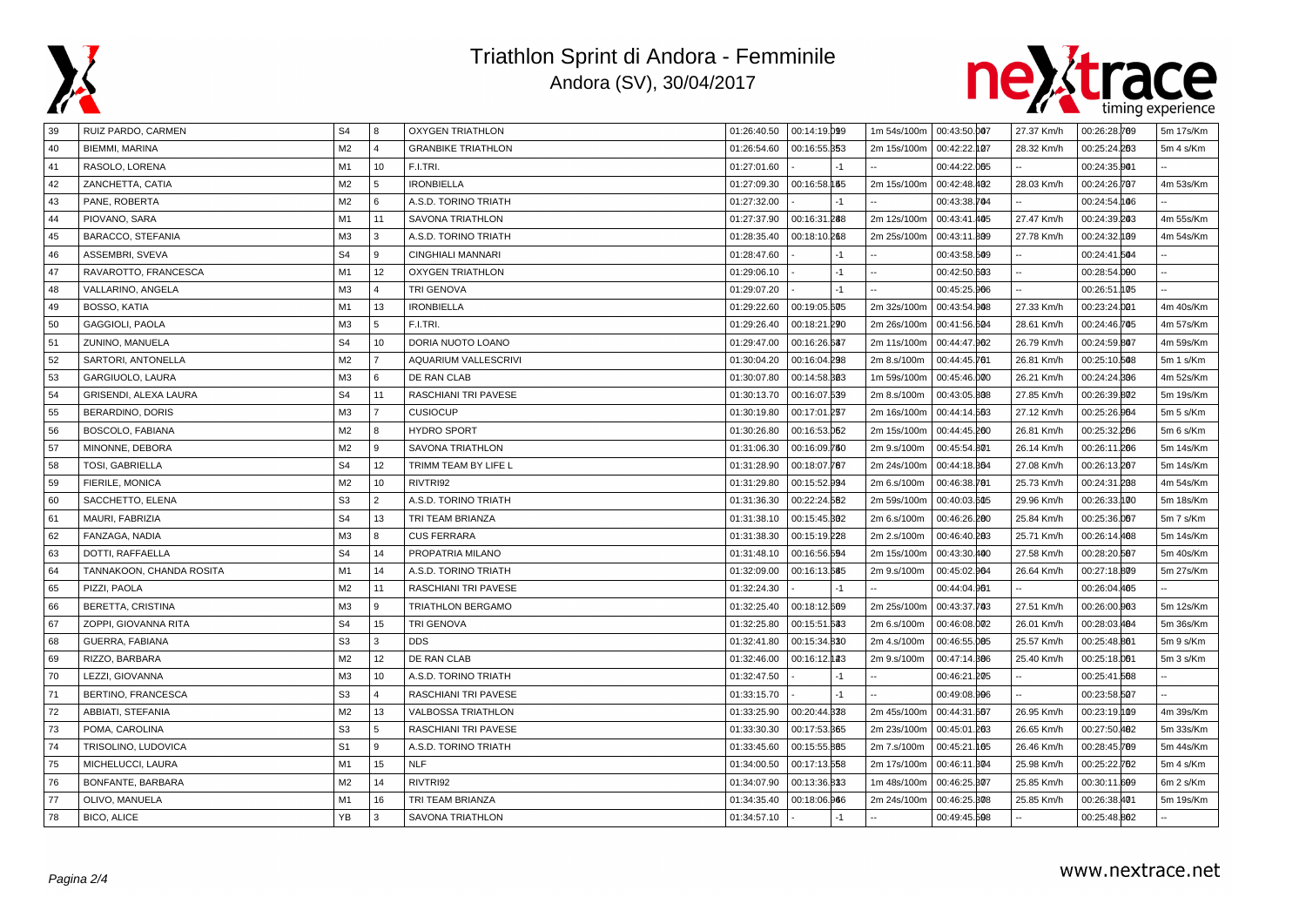# Triathlon Sprint di Andora - Femminile

Andora (SV), 30/04/2017

| | | | | | | | | | | | | |
|---|---|---|---|---|---|---|---|---|---|---|---|---|
| 39 | RUIZ PARDO, CARMEN | S4 | 8 | OXYGEN TRIATHLON | 01:26:40.50 | 00:14:19.099 | | 1m 54s/100m | 00:43:50.007 | 27.37 Km/h | 00:26:28.769 | 5m 17s/Km |
| 40 | BIEMMI, MARINA | M2 | 4 | GRANBIKE TRIATHLON | 01:26:54.60 | 00:16:55.353 | | 2m 15s/100m | 00:42:22.107 | 28.32 Km/h | 00:25:24.263 | 5m 4 s/Km |
| 41 | RASOLO, LORENA | M1 | 10 | F.I.TRI. | 01:27:01.60 | - | -1 | -- | 00:44:22.065 | -- | 00:24:35.901 | -- |
| 42 | ZANCHETTA, CATIA | M2 | 5 | IRONBIELLA | 01:27:09.30 | 00:16:58.165 | | 2m 15s/100m | 00:42:48.402 | 28.03 Km/h | 00:24:26.707 | 4m 53s/Km |
| 43 | PANE, ROBERTA | M2 | 6 | A.S.D. TORINO TRIATH | 01:27:32.00 | - | -1 | -- | 00:43:38.704 | -- | 00:24:54.106 | -- |
| 44 | PIOVANO, SARA | M1 | 11 | SAVONA TRIATHLON | 01:27:37.90 | 00:16:31.288 | | 2m 12s/100m | 00:43:41.405 | 27.47 Km/h | 00:24:39.203 | 4m 55s/Km |
| 45 | BARACCO, STEFANIA | M3 | 3 | A.S.D. TORINO TRIATH | 01:28:35.40 | 00:18:10.268 | | 2m 25s/100m | 00:43:11.309 | 27.78 Km/h | 00:24:32.109 | 4m 54s/Km |
| 46 | ASSEMBRI, SVEVA | S4 | 9 | CINGHIALI MANNARI | 01:28:47.60 | - | -1 | -- | 00:43:58.509 | -- | 00:24:41.504 | -- |
| 47 | RAVAROTTO, FRANCESCA | M1 | 12 | OXYGEN TRIATHLON | 01:29:06.10 | - | -1 | -- | 00:42:50.503 | -- | 00:28:54.000 | -- |
| 48 | VALLARINO, ANGELA | M3 | 4 | TRI GENOVA | 01:29:07.20 | - | -1 | -- | 00:45:25.906 | -- | 00:26:51.105 | -- |
| 49 | BOSSO, KATIA | M1 | 13 | IRONBIELLA | 01:29:22.60 | 00:19:05.505 | | 2m 32s/100m | 00:43:54.908 | 27.33 Km/h | 00:23:24.001 | 4m 40s/Km |
| 50 | GAGGIOLI, PAOLA | M3 | 5 | F.I.TRI. | 01:29:26.40 | 00:18:21.290 | | 2m 26s/100m | 00:41:56.524 | 28.61 Km/h | 00:24:46.705 | 4m 57s/Km |
| 51 | ZUNINO, MANUELA | S4 | 10 | DORIA NUOTO LOANO | 01:29:47.00 | 00:16:26.587 | | 2m 11s/100m | 00:44:47.962 | 26.79 Km/h | 00:24:59.807 | 4m 59s/Km |
| 52 | SARTORI, ANTONELLA | M2 | 7 | AQUARIUM VALLESCRIVI | 01:30:04.20 | 00:16:04.298 | | 2m 8.s/100m | 00:44:45.701 | 26.81 Km/h | 00:25:10.508 | 5m 1 s/Km |
| 53 | GARGIUOLO, LAURA | M3 | 6 | DE RAN CLAB | 01:30:07.80 | 00:14:58.363 | | 1m 59s/100m | 00:45:46.000 | 26.21 Km/h | 00:24:24.306 | 4m 52s/Km |
| 54 | GRISENDI, ALEXA LAURA | S4 | 11 | RASCHIANI TRI PAVESE | 01:30:13.70 | 00:16:07.539 | | 2m 8.s/100m | 00:43:05.308 | 27.85 Km/h | 00:26:39.802 | 5m 19s/Km |
| 55 | BERARDINO, DORIS | M3 | 7 | CUSIOCUP | 01:30:19.80 | 00:17:01.257 | | 2m 16s/100m | 00:44:14.563 | 27.12 Km/h | 00:25:26.964 | 5m 5 s/Km |
| 56 | BOSCOLO, FABIANA | M2 | 8 | HYDRO SPORT | 01:30:26.80 | 00:16:53.062 | | 2m 15s/100m | 00:44:45.260 | 26.81 Km/h | 00:25:32.266 | 5m 6 s/Km |
| 57 | MINONNE, DEBORA | M2 | 9 | SAVONA TRIATHLON | 01:31:06.30 | 00:16:09.760 | | 2m 9.s/100m | 00:45:54.301 | 26.14 Km/h | 00:26:11.266 | 5m 14s/Km |
| 58 | TOSI, GABRIELLA | S4 | 12 | TRIMM TEAM BY LIFE L | 01:31:28.90 | 00:18:07.767 | | 2m 24s/100m | 00:44:18.364 | 27.08 Km/h | 00:26:13.267 | 5m 14s/Km |
| 59 | FIERILE, MONICA | M2 | 10 | RIVTRI92 | 01:31:29.80 | 00:15:52.994 | | 2m 6.s/100m | 00:46:38.701 | 25.73 Km/h | 00:24:31.208 | 4m 54s/Km |
| 60 | SACCHETTO, ELENA | S3 | 2 | A.S.D. TORINO TRIATH | 01:31:36.30 | 00:22:24.582 | | 2m 59s/100m | 00:40:03.505 | 29.96 Km/h | 00:26:33.100 | 5m 18s/Km |
| 61 | MAURI, FABRIZIA | S4 | 13 | TRI TEAM BRIANZA | 01:31:38.10 | 00:15:45.302 | | 2m 6.s/100m | 00:46:26.200 | 25.84 Km/h | 00:25:36.067 | 5m 7 s/Km |
| 62 | FANZAGA, NADIA | M3 | 8 | CUS FERRARA | 01:31:38.30 | 00:15:19.228 | | 2m 2.s/100m | 00:46:40.283 | 25.71 Km/h | 00:26:14.468 | 5m 14s/Km |
| 63 | DOTTI, RAFFAELLA | S4 | 14 | PROPATRIA MILANO | 01:31:48.10 | 00:16:56.594 | | 2m 15s/100m | 00:43:30.400 | 27.58 Km/h | 00:28:20.507 | 5m 40s/Km |
| 64 | TANNAKOON, CHANDA ROSITA | M1 | 14 | A.S.D. TORINO TRIATH | 01:32:09.00 | 00:16:13.585 | | 2m 9.s/100m | 00:45:02.964 | 26.64 Km/h | 00:27:18.809 | 5m 27s/Km |
| 65 | PIZZI, PAOLA | M2 | 11 | RASCHIANI TRI PAVESE | 01:32:24.30 | - | -1 | -- | 00:44:04.961 | -- | 00:26:04.405 | -- |
| 66 | BERETTA, CRISTINA | M3 | 9 | TRIATHLON BERGAMO | 01:32:25.40 | 00:18:12.509 | | 2m 25s/100m | 00:43:37.703 | 27.51 Km/h | 00:26:00.903 | 5m 12s/Km |
| 67 | ZOPPI, GIOVANNA RITA | S4 | 15 | TRI GENOVA | 01:32:25.80 | 00:15:51.583 | | 2m 6.s/100m | 00:46:08.002 | 26.01 Km/h | 00:28:03.404 | 5m 36s/Km |
| 68 | GUERRA, FABIANA | S3 | 3 | DDS | 01:32:41.80 | 00:15:34.830 | | 2m 4.s/100m | 00:46:55.065 | 25.57 Km/h | 00:25:48.801 | 5m 9 s/Km |
| 69 | RIZZO, BARBARA | M2 | 12 | DE RAN CLAB | 01:32:46.00 | 00:16:12.123 | | 2m 9.s/100m | 00:47:14.306 | 25.40 Km/h | 00:25:18.061 | 5m 3 s/Km |
| 70 | LEZZI, GIOVANNA | M3 | 10 | A.S.D. TORINO TRIATH | 01:32:47.50 | - | -1 | -- | 00:46:21.205 | -- | 00:25:41.568 | -- |
| 71 | BERTINO, FRANCESCA | S3 | 4 | RASCHIANI TRI PAVESE | 01:33:15.70 | - | -1 | -- | 00:49:08.906 | -- | 00:23:58.527 | -- |
| 72 | ABBIATI, STEFANIA | M2 | 13 | VALBOSSA TRIATHLON | 01:33:25.90 | 00:20:44.338 | | 2m 45s/100m | 00:44:31.567 | 26.95 Km/h | 00:23:19.109 | 4m 39s/Km |
| 73 | POMA, CAROLINA | S3 | 5 | RASCHIANI TRI PAVESE | 01:33:30.30 | 00:17:53.365 | | 2m 23s/100m | 00:45:01.263 | 26.65 Km/h | 00:27:50.402 | 5m 33s/Km |
| 74 | TRISOLINO, LUDOVICA | S1 | 9 | A.S.D. TORINO TRIATH | 01:33:45.60 | 00:15:55.365 | | 2m 7.s/100m | 00:45:21.105 | 26.46 Km/h | 00:28:45.769 | 5m 44s/Km |
| 75 | MICHELUCCI, LAURA | M1 | 15 | NLF | 01:34:00.50 | 00:17:13.558 | | 2m 17s/100m | 00:46:11.304 | 25.98 Km/h | 00:25:22.762 | 5m 4 s/Km |
| 76 | BONFANTE, BARBARA | M2 | 14 | RIVTRI92 | 01:34:07.90 | 00:13:36.833 | | 1m 48s/100m | 00:46:25.307 | 25.85 Km/h | 00:30:11.609 | 6m 2 s/Km |
| 77 | OLIVO, MANUELA | M1 | 16 | TRI TEAM BRIANZA | 01:34:35.40 | 00:18:06.966 | | 2m 24s/100m | 00:46:25.308 | 25.85 Km/h | 00:26:38.401 | 5m 19s/Km |
| 78 | BICO, ALICE | YB | 3 | SAVONA TRIATHLON | 01:34:57.10 | - | -1 | -- | 00:49:45.508 | -- | 00:25:48.862 | -- |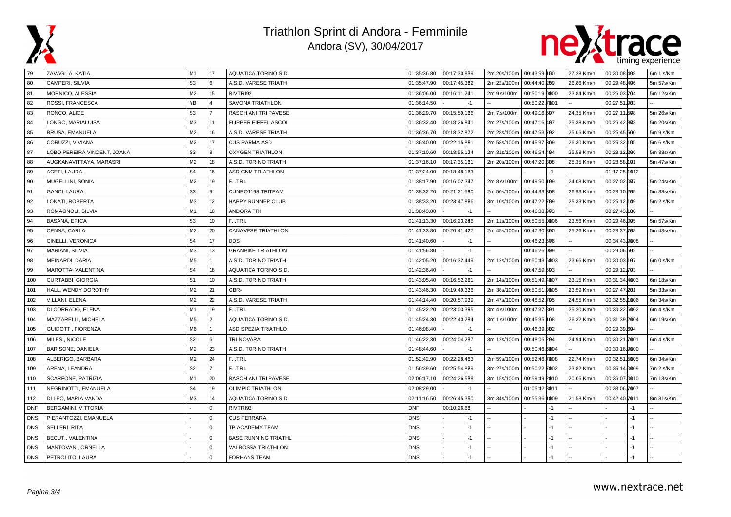# Triathlon Sprint di Andora - Femminile

Andora (SV), 30/04/2017

| Pos | Nome | Cat | Pos Cat | Società | Tempo | Nuoto | Pos | Passo | Bici | Pos | Velocità | Corsa | Pos | Passo |
|---|---|---|---|---|---|---|---|---|---|---|---|---|---|---|
| 79 | ZAVAGLIA, KATIA | M1 | 17 | AQUATICA TORINO S.D. | 01:35:36.80 | 00:17:30.8 | 59 | 2m 20s/100m | 00:43:59.1 | 60 | 27.28 Km/h | 00:30:08.4 | 98 | 6m 1 s/Km |
| 80 | CAMPERI, SILVIA | S3 | 6 | A.S.D. VARESE TRIATH | 01:35:47.90 | 00:17:45.3 | 62 | 2m 22s/100m | 00:44:40.2 | 69 | 26.86 Km/h | 00:29:48.4 | 96 | 5m 57s/Km |
| 81 | MORNICO, ALESSIA | M2 | 15 | RIVTRI92 | 01:36:06.00 | 00:16:11.2 | 41 | 2m 9.s/100m | 00:50:19.0 | 100 | 23.84 Km/h | 00:26:03.7 | 64 | 5m 12s/Km |
| 82 | ROSSI, FRANCESCA | YB | 4 | SAVONA TRIATHLON | 01:36:14.50 | - | -1 | -- | 00:50:22.7 | 101 | -- | 00:27:51.9 | 83 | -- |
| 83 | RONCO, ALICE | S3 | 7 | RASCHIANI TRI PAVESE | 01:36:29.70 | 00:15:59.1 | 36 | 2m 7.s/100m | 00:49:16.5 | 97 | 24.35 Km/h | 00:27:11.5 | 78 | 5m 26s/Km |
| 84 | LONGO, MARIALUISA | M3 | 11 | FLIPPER EIFFEL ASCOL | 01:36:32.40 | 00:18:26.8 | 71 | 2m 27s/100m | 00:47:16.4 | 87 | 25.38 Km/h | 00:26:42.8 | 73 | 5m 20s/Km |
| 85 | BRUSA, EMANUELA | M2 | 16 | A.S.D. VARESE TRIATH | 01:36:36.70 | 00:18:32.8 | 72 | 2m 28s/100m | 00:47:53.7 | 92 | 25.06 Km/h | 00:25:45.5 | 60 | 5m 9 s/Km |
| 86 | CORUZZI, VIVIANA | M2 | 17 | CUS PARMA ASD | 01:36:40.00 | 00:22:15.8 | 81 | 2m 58s/100m | 00:45:37.3 | 69 | 26.30 Km/h | 00:25:32.1 | 55 | 5m 6 s/Km |
| 87 | LOBO PEREIRA VINCENT, JOANA | S3 | 8 | OXYGEN TRIATHLON | 01:37:10.60 | 00:18:55.1 | 74 | 2m 31s/100m | 00:46:54.4 | 84 | 25.58 Km/h | 00:28:12.2 | 86 | 5m 38s/Km |
| 88 | AUGKANAVITTAYA, MARASRI | M2 | 18 | A.S.D. TORINO TRIATH | 01:37:16.10 | 00:17:35.1 | 61 | 2m 20s/100m | 00:47:20.8 | 88 | 25.35 Km/h | 00:28:58.1 | 91 | 5m 47s/Km |
| 89 | ACETI, LAURA | S4 | 16 | ASD CNM TRIATHLON | 01:37:24.00 | 00:18:48.1 | 73 | -- | - | -1 | -- | 01:17:25.1 | 112 | -- |
| 90 | MUGELLINI, SONIA | M2 | 19 | F.I.TRI. | 01:38:17.90 | 00:16:02.3 | 37 | 2m 8.s/100m | 00:49:50.1 | 99 | 24.08 Km/h | 00:27:02.0 | 77 | 5m 24s/Km |
| 91 | GANCI, LAURA | S3 | 9 | CUNEO1198 TRITEAM | 01:38:32.20 | 00:21:21.5 | 80 | 2m 50s/100m | 00:44:33.3 | 68 | 26.93 Km/h | 00:28:12.2 | 85 | 5m 38s/Km |
| 92 | LONATI, ROBERTA | M3 | 12 | HAPPY RUNNER CLUB | 01:38:33.20 | 00:23:47.8 | 86 | 3m 10s/100m | 00:47:22.7 | 89 | 25.33 Km/h | 00:25:12.1 | 49 | 5m 2 s/Km |
| 93 | ROMAGNOLI, SILVIA | M1 | 18 | ANDORA TRI | 01:38:43.00 | - | -1 | -- | 00:46:08.9 | 73 | -- | 00:27:43.1 | 80 | -- |
| 94 | BASANA, ERICA | S3 | 10 | F.I.TRI. | 01:41:13.30 | 00:16:23.2 | 46 | 2m 11s/100m | 00:50:55.0 | 106 | 23.56 Km/h | 00:29:46.9 | 95 | 5m 57s/Km |
| 95 | CENNA, CARLA | M2 | 20 | CANAVESE TRIATHLON | 01:41:33.80 | 00:20:41.4 | 77 | 2m 45s/100m | 00:47:30.8 | 90 | 25.26 Km/h | 00:28:37.7 | 88 | 5m 43s/Km |
| 96 | CINELLI, VERONICA | S4 | 17 | DDS | 01:41:40.60 | - | -1 | -- | 00:46:23.5 | 76 | -- | 00:34:43.9 | 108 | -- |
| 97 | MARIANI, SILVIA | M3 | 13 | GRANBIKE TRIATHLON | 01:41:56.80 | - | -1 | -- | 00:46:26.0 | 79 | -- | 00:29:06.6 | 92 | -- |
| 98 | MEINARDI, DARIA | M5 | 1 | A.S.D. TORINO TRIATH | 01:42:05.20 | 00:16:32.4 | 49 | 2m 12s/100m | 00:50:43.5 | 103 | 23.66 Km/h | 00:30:03.1 | 97 | 6m 0 s/Km |
| 99 | MAROTTA, VALENTINA | S4 | 18 | AQUATICA TORINO S.D. | 01:42:36.40 | - | -1 | -- | 00:47:59.5 | 93 | -- | 00:29:12.7 | 93 | -- |
| 100 | CURTABBI, GIORGIA | S1 | 10 | A.S.D. TORINO TRIATH | 01:43:05.40 | 00:16:52.2 | 51 | 2m 14s/100m | 00:51:49.4 | 107 | 23.15 Km/h | 00:31:34.4 | 103 | 6m 18s/Km |
| 101 | HALL, WENDY DOROTHY | M2 | 21 | GBR- | 01:43:46.30 | 00:19:49.3 | 76 | 2m 38s/100m | 00:50:51.9 | 105 | 23.59 Km/h | 00:27:47.2 | 81 | 5m 33s/Km |
| 102 | VILLANI, ELENA | M2 | 22 | A.S.D. VARESE TRIATH | 01:44:14.40 | 00:20:57.9 | 79 | 2m 47s/100m | 00:48:52.7 | 95 | 24.55 Km/h | 00:32:55.1 | 106 | 6m 34s/Km |
| 103 | DI CORRADO, ELENA | M1 | 19 | F.I.TRI. | 01:45:22.20 | 00:23:03.3 | 85 | 3m 4.s/100m | 00:47:37.3 | 91 | 25.20 Km/h | 00:30:22.6 | 102 | 6m 4 s/Km |
| 104 | MAZZARELLI, MICHELA | M5 | 2 | AQUATICA TORINO S.D. | 01:45:24.30 | 00:22:40.2 | 84 | 3m 1.s/100m | 00:45:35.1 | 68 | 26.32 Km/h | 00:31:39.2 | 104 | 6m 19s/Km |
| 105 | GUIDOTTI, FIORENZA | M6 | 1 | ASD SPEZIA TRIATHLO | 01:46:08.40 | - | -1 | -- | 00:46:39.8 | 82 | -- | 00:29:39.6 | 94 | -- |
| 106 | MILESI, NICOLE | S2 | 6 | TRI NOVARA | 01:46:22.30 | 00:24:04.2 | 87 | 3m 12s/100m | 00:48:06.2 | 94 | 24.94 Km/h | 00:30:21.7 | 101 | 6m 4 s/Km |
| 107 | BARISONE, DANIELA | M2 | 23 | A.S.D. TORINO TRIATH | 01:48:44.60 | - | -1 | -- | 00:50:46.5 | 104 | -- | 00:30:16.9 | 100 | -- |
| 108 | ALBERIGO, BARBARA | M2 | 24 | F.I.TRI. | 01:52:42.90 | 00:22:28.4 | 83 | 2m 59s/100m | 00:52:46.7 | 108 | 22.74 Km/h | 00:32:51.5 | 105 | 6m 34s/Km |
| 109 | ARENA, LEANDRA | S2 | 7 | F.I.TRI. | 01:56:39.60 | 00:25:54.6 | 89 | 3m 27s/100m | 00:50:22.7 | 102 | 23.82 Km/h | 00:35:14.0 | 109 | 7m 2 s/Km |
| 110 | SCARFONE, PATRIZIA | M1 | 20 | RASCHIANI TRI PAVESE | 02:06:17.10 | 00:24:26.5 | 88 | 3m 15s/100m | 00:59:49.2 | 110 | 20.06 Km/h | 00:36:07.0 | 110 | 7m 13s/Km |
| 111 | NEGRINOTTI, EMANUELA | S4 | 19 | OLIMPIC TRIATHLON | 02:08:29.00 | - | -1 | -- | 01:05:42.8 | 111 | -- | 00:33:06.7 | 107 | -- |
| 112 | DI LEO, MARIA VANDA | M3 | 14 | AQUATICA TORINO S.D. | 02:11:16.50 | 00:26:45.3 | 90 | 3m 34s/100m | 00:55:36.1 | 109 | 21.58 Km/h | 00:42:40.7 | 111 | 8m 31s/Km |
| DNF | BERGAMINI, VITTORIA | - | 0 | RIVTRI92 | DNF | 00:10:26.5 | 8 | -- | - | -1 | -- | - | -1 | -- |
| DNS | PIERANTOZZI, EMANUELA | - | 0 | CUS FERRARA | DNS | - | -1 | -- | - | -1 | -- | - | -1 | -- |
| DNS | SELLERI, RITA | - | 0 | TP ACADEMY TEAM | DNS | - | -1 | -- | - | -1 | -- | - | -1 | -- |
| DNS | BECUTI, VALENTINA | - | 0 | BASE RUNNING TRIATHL | DNS | - | -1 | -- | - | -1 | -- | - | -1 | -- |
| DNS | MANTOVANI, ORNELLA | - | 0 | VALBOSSA TRIATHLON | DNS | - | -1 | -- | - | -1 | -- | - | -1 | -- |
| DNS | PETROLITO, LAURA | - | 0 | FORHANS TEAM | DNS | - | -1 | -- | - | -1 | -- | - | -1 | -- |

www.nextrace.net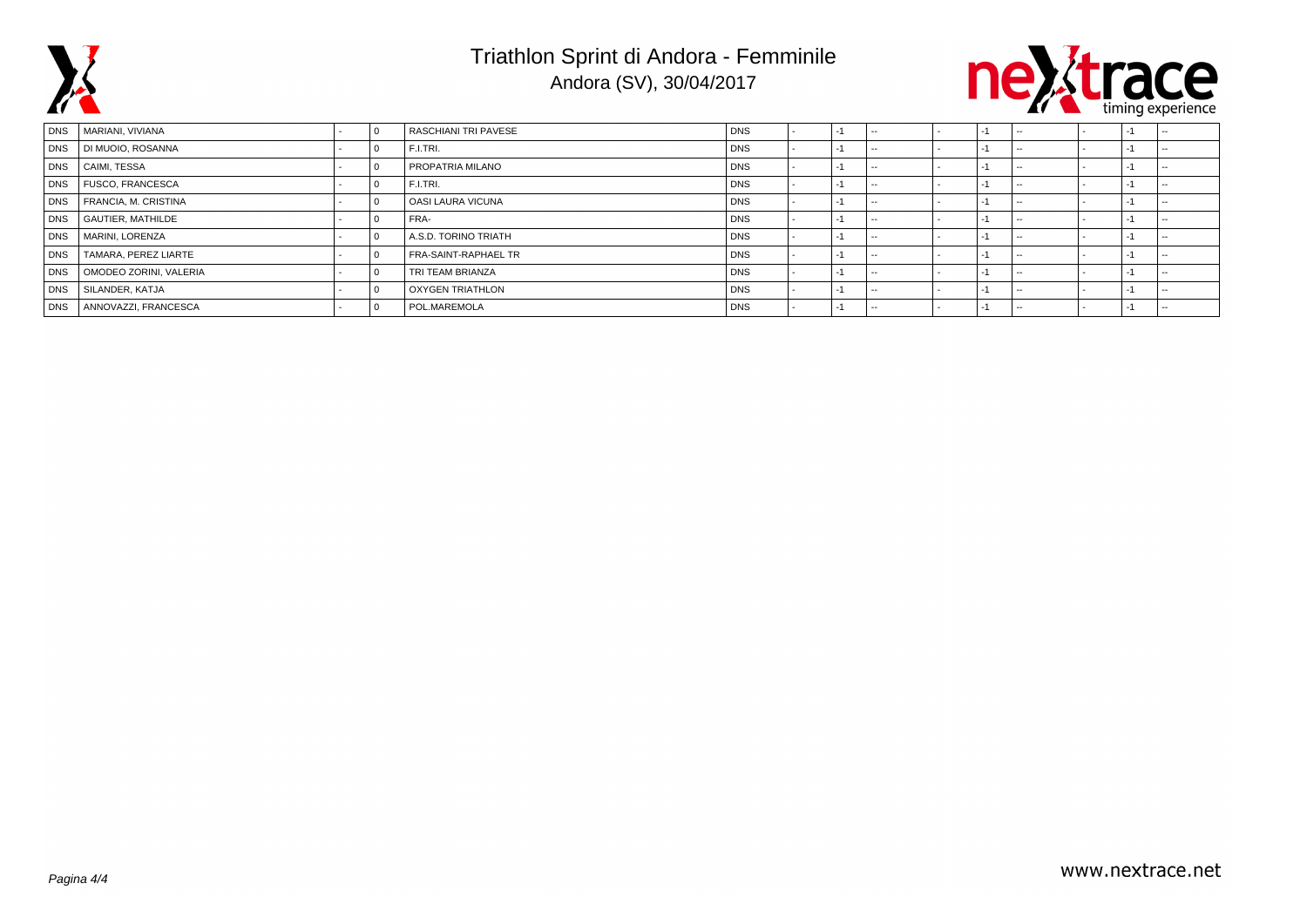# Triathlon Sprint di Andora - Femminile

Andora (SV), 30/04/2017

| | | | | | | | | | | | | | | | |
|---|---|---|---|---|---|---|---|---|---|---|---|---|---|---|---|
| DNS | MARIANI, VIVIANA | - | 0 | RASCHIANI TRI PAVESE | DNS | - | -1 | -- | - | -1 | -- | - | -1 | -- |
| DNS | DI MUOIO, ROSANNA | - | 0 | F.I.TRI. | DNS | - | -1 | -- | - | -1 | -- | - | -1 | -- |
| DNS | CAIMI, TESSA | - | 0 | PROPATRIA MILANO | DNS | - | -1 | -- | - | -1 | -- | - | -1 | -- |
| DNS | FUSCO, FRANCESCA | - | 0 | F.I.TRI. | DNS | - | -1 | -- | - | -1 | -- | - | -1 | -- |
| DNS | FRANCIA, M. CRISTINA | - | 0 | OASI LAURA VICUNA | DNS | - | -1 | -- | - | -1 | -- | - | -1 | -- |
| DNS | GAUTIER, MATHILDE | - | 0 | FRA- | DNS | - | -1 | -- | - | -1 | -- | - | -1 | -- |
| DNS | MARINI, LORENZA | - | 0 | A.S.D. TORINO TRIATH | DNS | - | -1 | -- | - | -1 | -- | - | -1 | -- |
| DNS | TAMARA, PEREZ LIARTE | - | 0 | FRA-SAINT-RAPHAEL TR | DNS | - | -1 | -- | - | -1 | -- | - | -1 | -- |
| DNS | OMODEO ZORINI, VALERIA | - | 0 | TRI TEAM BRIANZA | DNS | - | -1 | -- | - | -1 | -- | - | -1 | -- |
| DNS | SILANDER, KATJA | - | 0 | OXYGEN TRIATHLON | DNS | - | -1 | -- | - | -1 | -- | - | -1 | -- |
| DNS | ANNOVAZZI, FRANCESCA | - | 0 | POL.MAREMOLA | DNS | - | -1 | -- | - | -1 | -- | - | -1 | -- |

www.nextrace.net